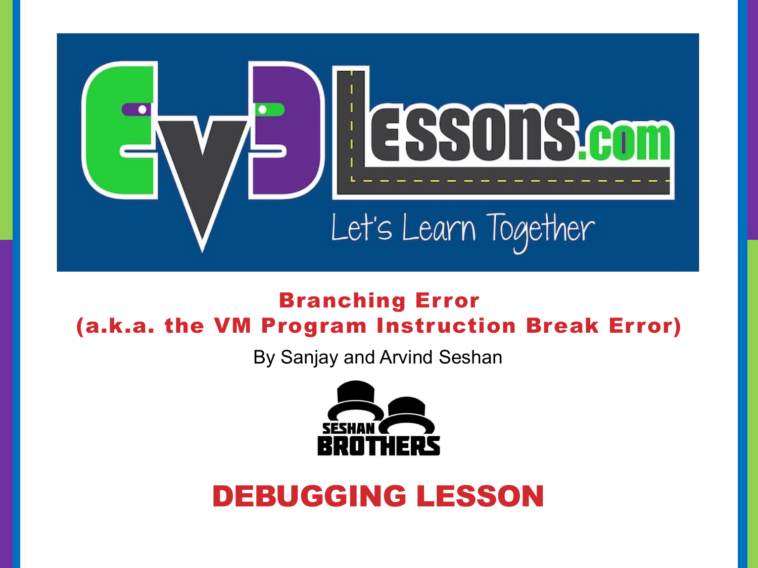# Branching Error
## (a.k.a. the VM Program Instruction Break Error)

By Sanjay and Arvind Seshan

**DEBUGGING LESSON**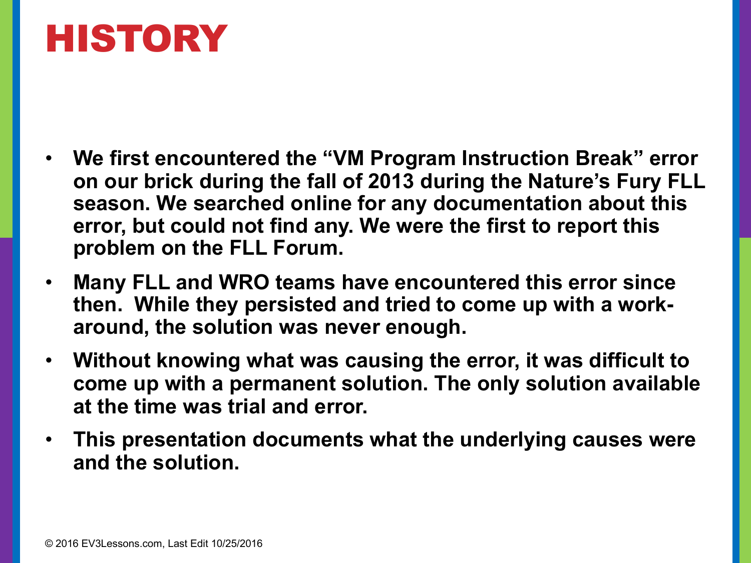# HISTORY

- **We first encountered the "VM Program Instruction Break" error on our brick during the fall of 2013 during the Nature's Fury FLL season. We searched online for any documentation about this error, but could not find any. We were the first to report this problem on the FLL Forum.**
- **Many FLL and WRO teams have encountered this error since then. While they persisted and tried to come up with a work-around, the solution was never enough.**
- **Without knowing what was causing the error, it was difficult to come up with a permanent solution. The only solution available at the time was trial and error.**
- **This presentation documents what the underlying causes were and the solution.**

© 2016 EV3Lessons.com, Last Edit 10/25/2016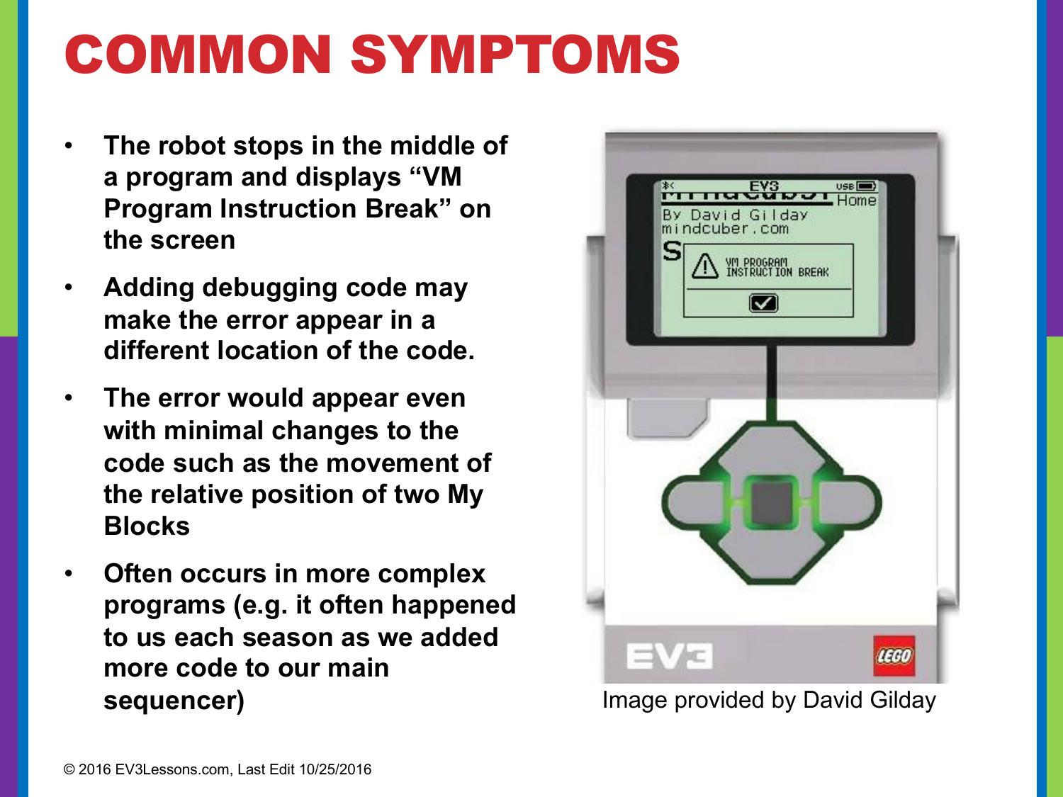# COMMON SYMPTOMS

- **The robot stops in the middle of a program and displays "VM Program Instruction Break" on the screen**
- **Adding debugging code may make the error appear in a different location of the code.**
- **The error would appear even with minimal changes to the code such as the movement of the relative position of two My Blocks**
- **Often occurs in more complex programs (e.g. it often happened to us each season as we added more code to our main sequencer)**

Image provided by David Gilday

© 2016 EV3Lessons.com, Last Edit 10/25/2016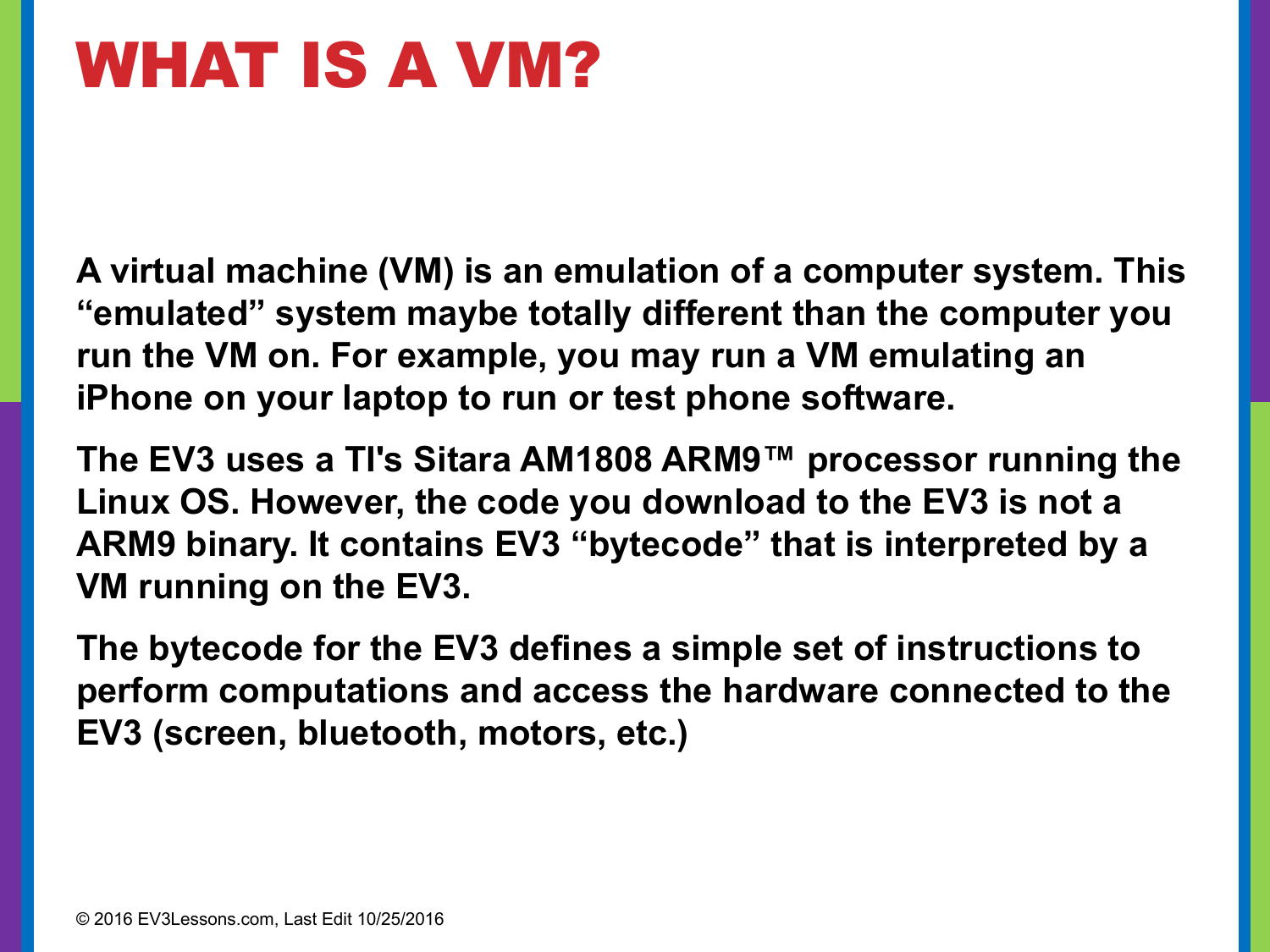# WHAT IS A VM?

**A virtual machine (VM) is an emulation of a computer system. This "emulated" system maybe totally different than the computer you run the VM on. For example, you may run a VM emulating an iPhone on your laptop to run or test phone software.**

**The EV3 uses a TI's Sitara AM1808 ARM9™ processor running the Linux OS. However, the code you download to the EV3 is not a ARM9 binary. It contains EV3 "bytecode" that is interpreted by a VM running on the EV3.**

**The bytecode for the EV3 defines a simple set of instructions to perform computations and access the hardware connected to the EV3 (screen, bluetooth, motors, etc.)**

© 2016 EV3Lessons.com, Last Edit 10/25/2016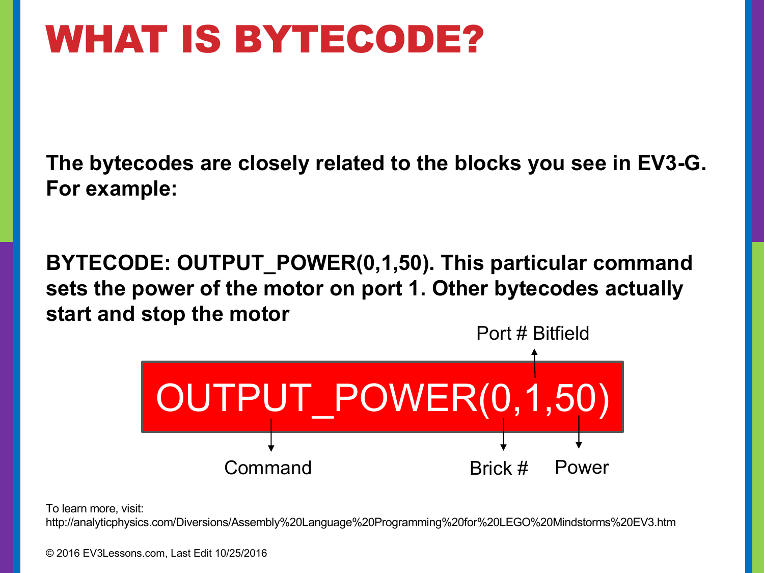# WHAT IS BYTECODE?

**The bytecodes are closely related to the blocks you see in EV3-G. For example:**

**BYTECODE: OUTPUT_POWER(0,1,50). This particular command sets the power of the motor on port 1. Other bytecodes actually start and stop the motor**

Port # Bitfield

OUTPUT_POWER(0,1,50)

Command — Brick # — Power

To learn more, visit:
http://analyticphysics.com/Diversions/Assembly%20Language%20Programming%20for%20LEGO%20Mindstorms%20EV3.htm

© 2016 EV3Lessons.com, Last Edit 10/25/2016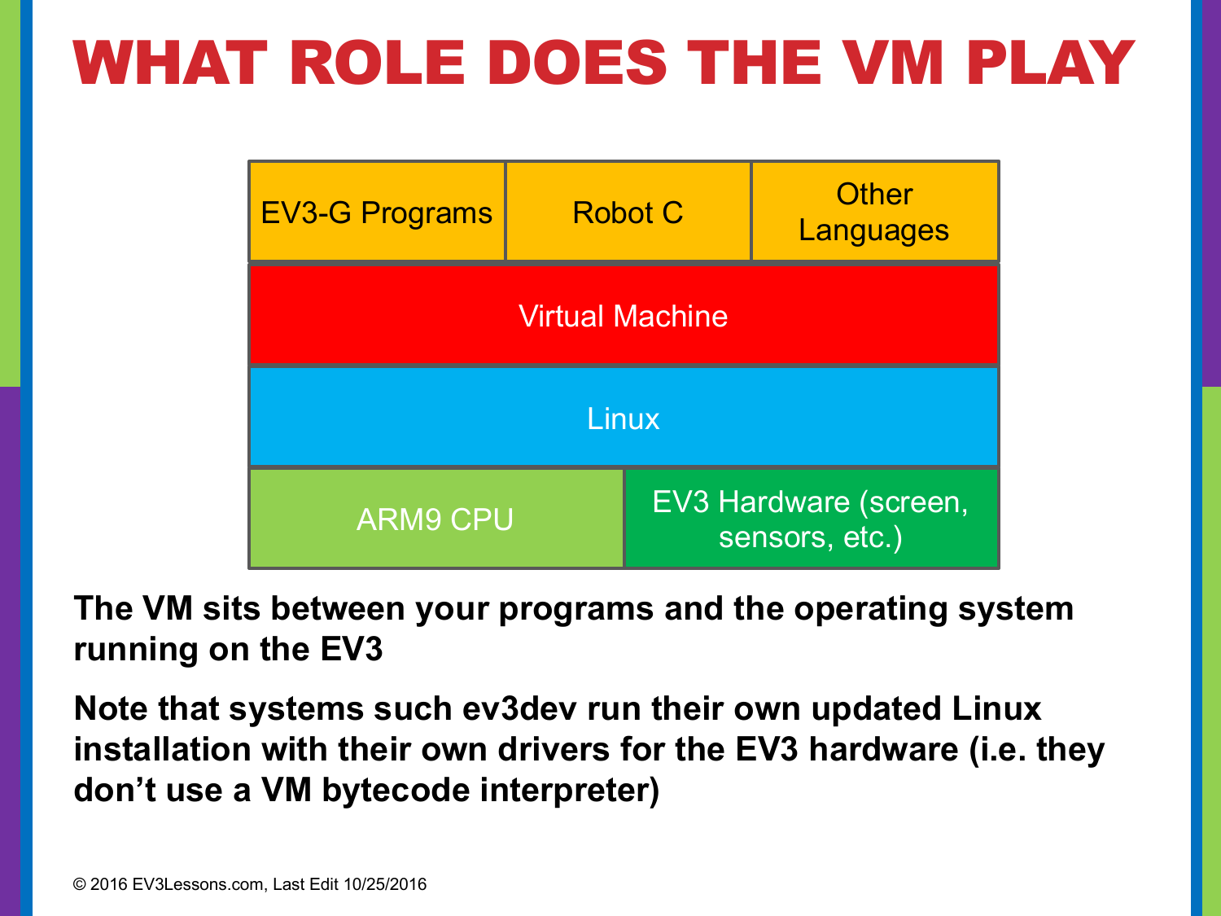# WHAT ROLE DOES THE VM PLAY

| EV3-G Programs | Robot C | Other Languages |
|---|---|---|
| Virtual Machine | | |
| Linux | | |
| ARM9 CPU | EV3 Hardware (screen, sensors, etc.) | |

**The VM sits between your programs and the operating system running on the EV3**

**Note that systems such ev3dev run their own updated Linux installation with their own drivers for the EV3 hardware (i.e. they don't use a VM bytecode interpreter)**

© 2016 EV3Lessons.com, Last Edit 10/25/2016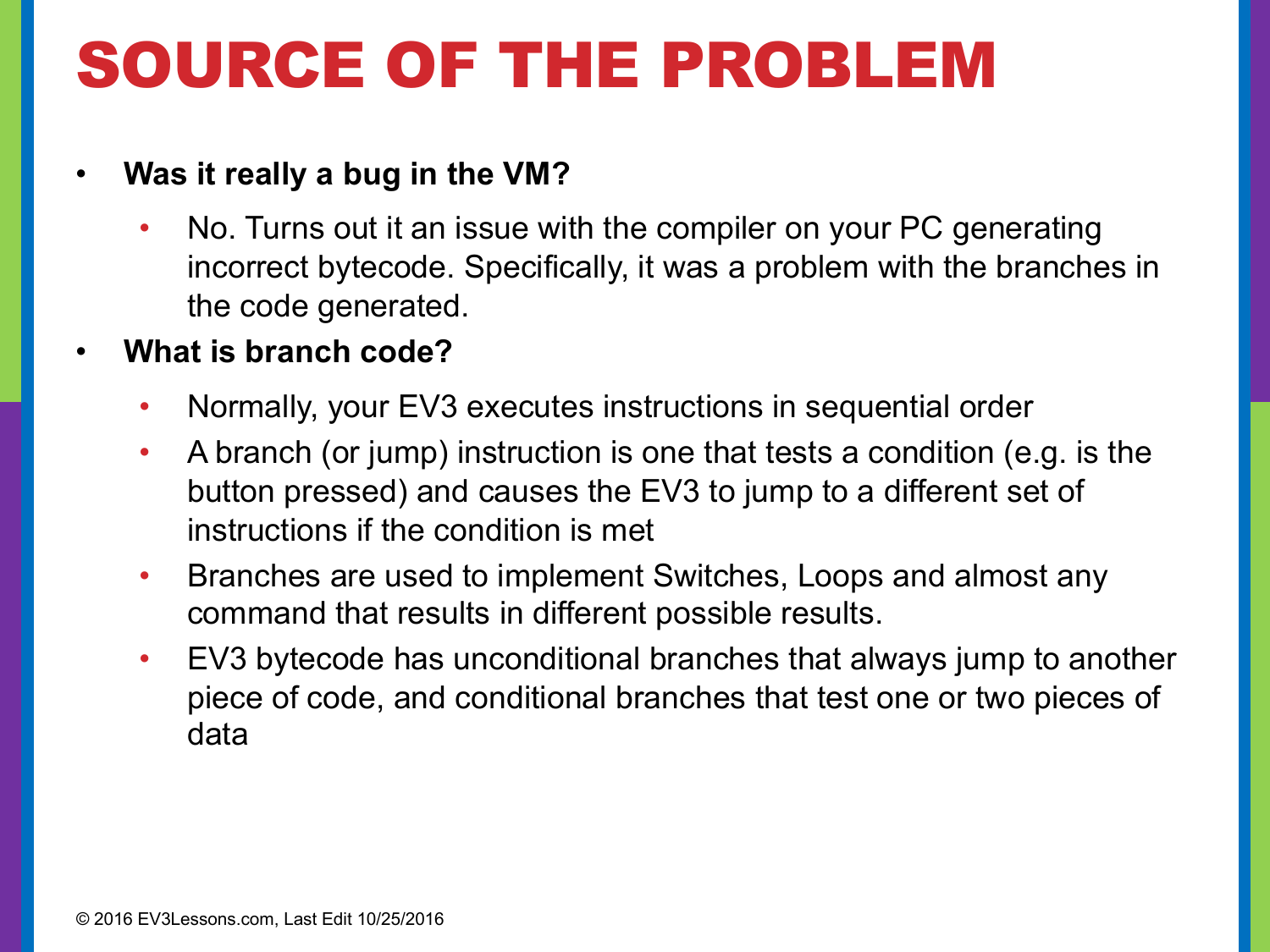# SOURCE OF THE PROBLEM

- **Was it really a bug in the VM?**
  - No. Turns out it an issue with the compiler on your PC generating incorrect bytecode. Specifically, it was a problem with the branches in the code generated.
- **What is branch code?**
  - Normally, your EV3 executes instructions in sequential order
  - A branch (or jump) instruction is one that tests a condition (e.g. is the button pressed) and causes the EV3 to jump to a different set of instructions if the condition is met
  - Branches are used to implement Switches, Loops and almost any command that results in different possible results.
  - EV3 bytecode has unconditional branches that always jump to another piece of code, and conditional branches that test one or two pieces of data

© 2016 EV3Lessons.com, Last Edit 10/25/2016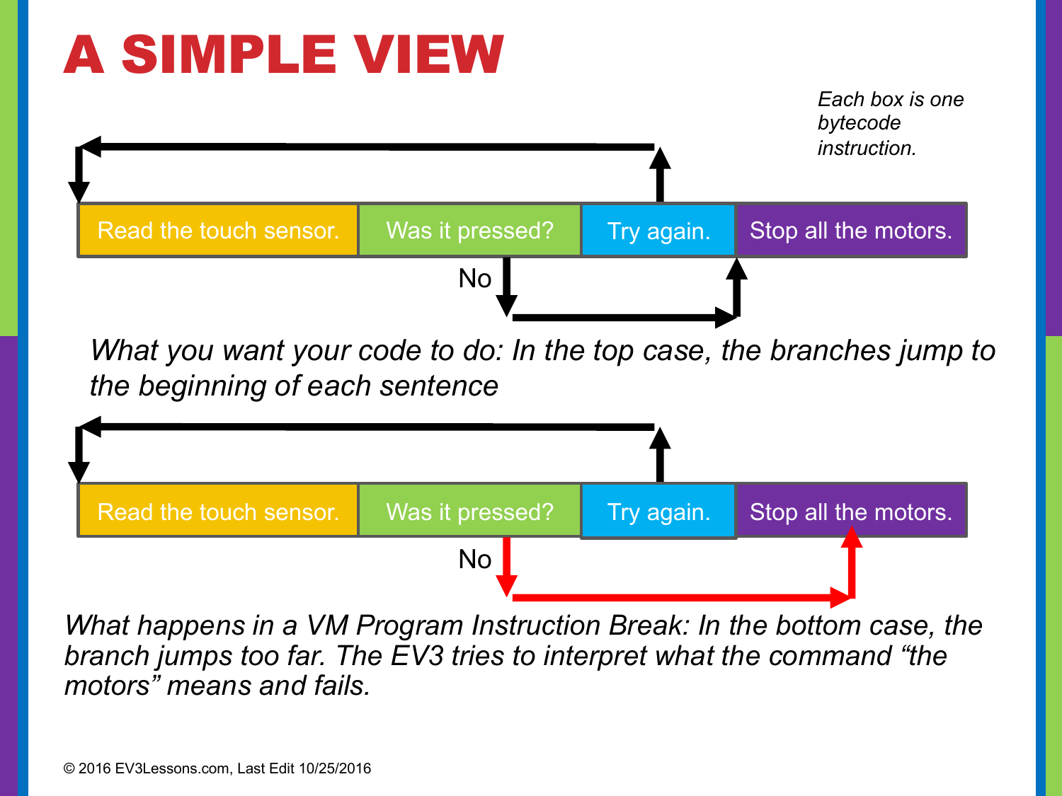# A SIMPLE VIEW

*Each box is one bytecode instruction.*

| Read the touch sensor. | Was it pressed? | Try again. | Stop all the motors. |
| --- | --- | --- | --- |

No

*What you want your code to do: In the top case, the branches jump to the beginning of each sentence*

| Read the touch sensor. | Was it pressed? | Try again. | Stop all the motors. |
| --- | --- | --- | --- |

No

*What happens in a VM Program Instruction Break: In the bottom case, the branch jumps too far. The EV3 tries to interpret what the command "the motors" means and fails.*

© 2016 EV3Lessons.com, Last Edit 10/25/2016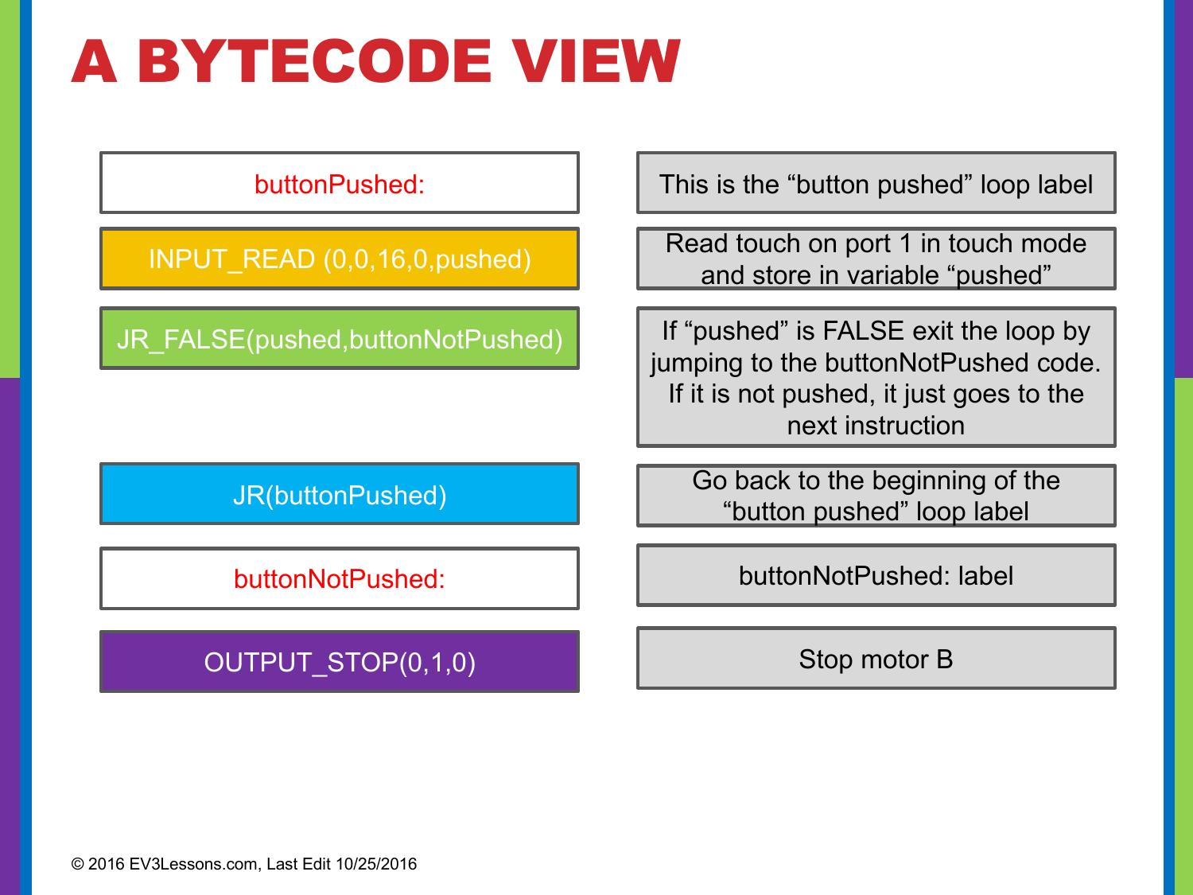# A BYTECODE VIEW

| Code | Description |
| --- | --- |
| buttonPushed: | This is the "button pushed" loop label |
| INPUT_READ (0,0,16,0,pushed) | Read touch on port 1 in touch mode and store in variable "pushed" |
| JR_FALSE(pushed,buttonNotPushed) | If "pushed" is FALSE exit the loop by jumping to the buttonNotPushed code. If it is not pushed, it just goes to the next instruction |
| JR(buttonPushed) | Go back to the beginning of the "button pushed" loop label |
| buttonNotPushed: | buttonNotPushed: label |
| OUTPUT_STOP(0,1,0) | Stop motor B |

© 2016 EV3Lessons.com, Last Edit 10/25/2016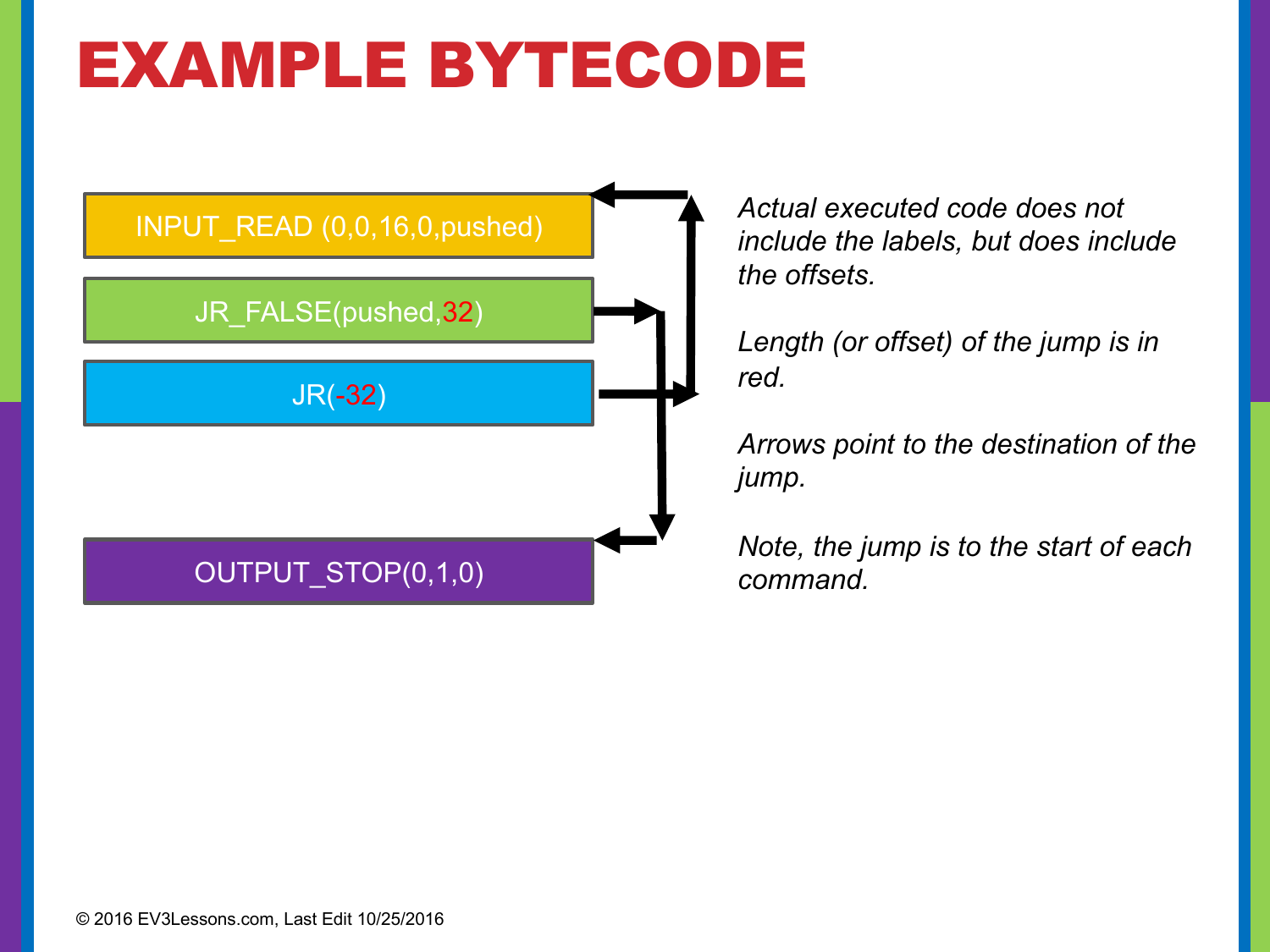# EXAMPLE BYTECODE

```
INPUT_READ (0,0,16,0,pushed)
JR_FALSE(pushed,32)
JR(-32)

OUTPUT_STOP(0,1,0)
```

*Actual executed code does not include the labels, but does include the offsets.*

*Length (or offset) of the jump is in red.*

*Arrows point to the destination of the jump.*

*Note, the jump is to the start of each command.*

© 2016 EV3Lessons.com, Last Edit 10/25/2016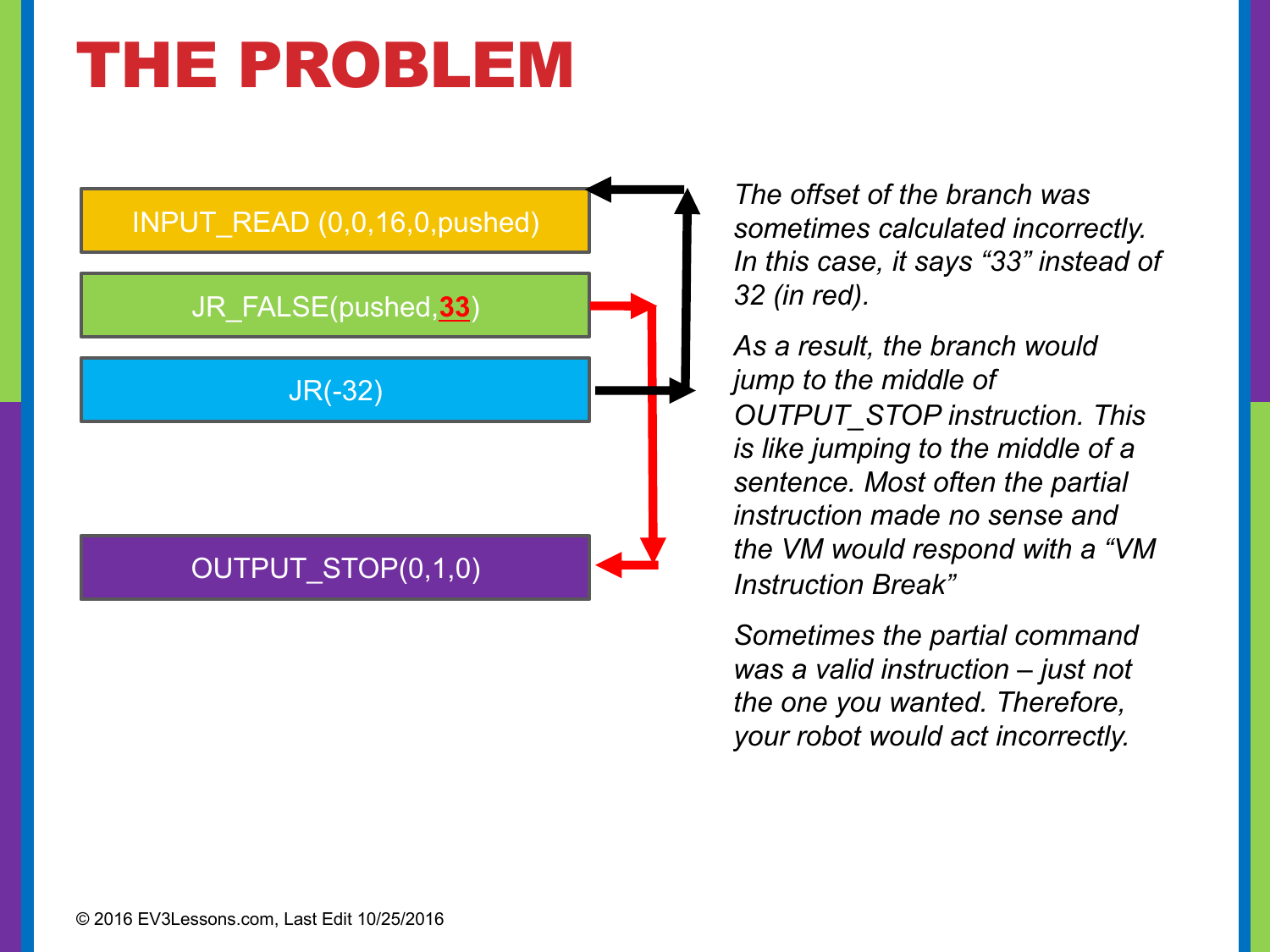# THE PROBLEM

INPUT_READ (0,0,16,0,pushed)

JR_FALSE(pushed,**33**)

JR(-32)

OUTPUT_STOP(0,1,0)

*The offset of the branch was sometimes calculated incorrectly. In this case, it says "33" instead of 32 (in red).*

*As a result, the branch would jump to the middle of OUTPUT_STOP instruction. This is like jumping to the middle of a sentence. Most often the partial instruction made no sense and the VM would respond with a "VM Instruction Break"*

*Sometimes the partial command was a valid instruction – just not the one you wanted. Therefore, your robot would act incorrectly.*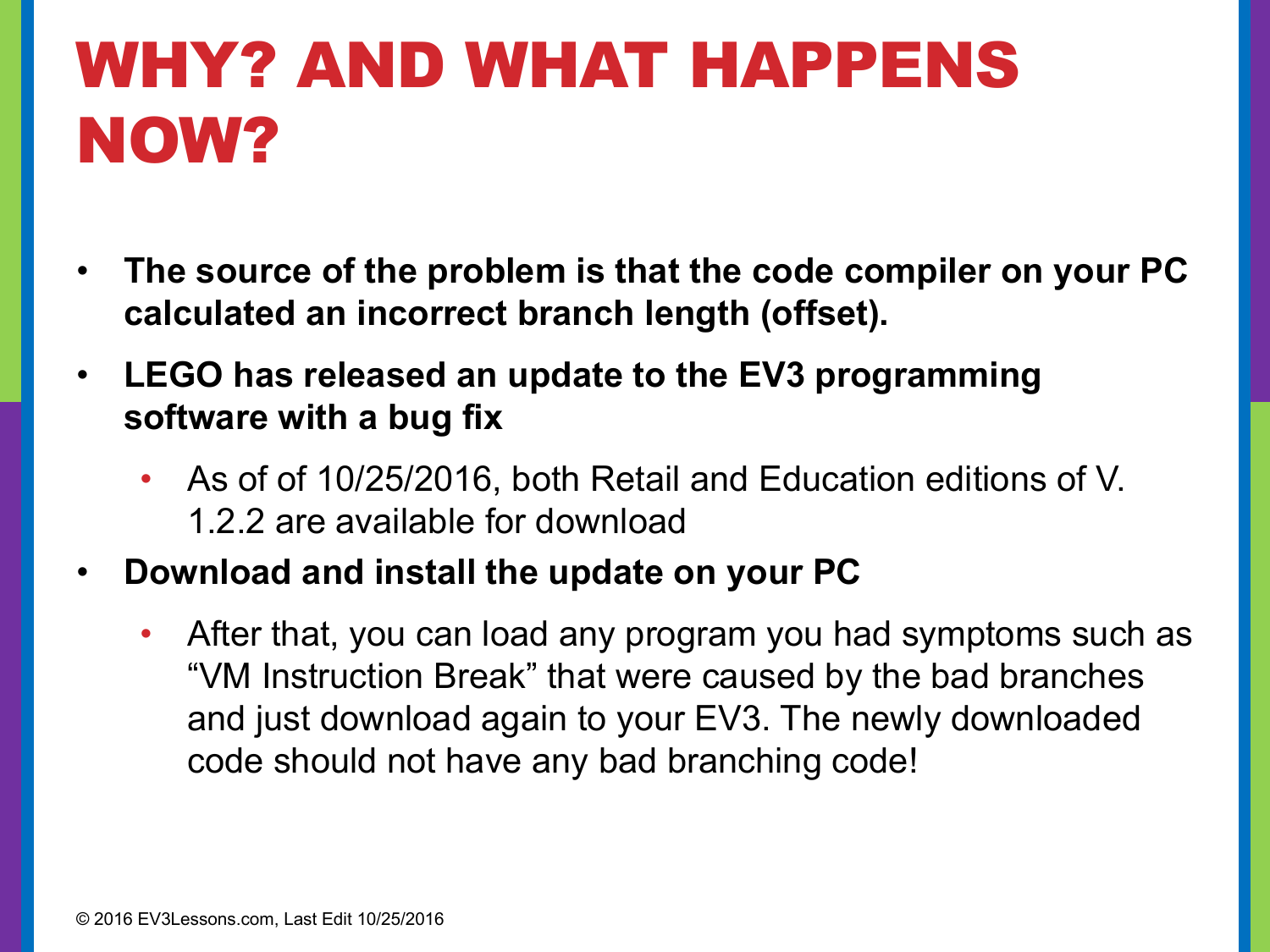# WHY? AND WHAT HAPPENS NOW?

- **The source of the problem is that the code compiler on your PC calculated an incorrect branch length (offset).**
- **LEGO has released an update to the EV3 programming software with a bug fix**
  - As of of 10/25/2016, both Retail and Education editions of V. 1.2.2 are available for download
- **Download and install the update on your PC**
  - After that, you can load any program you had symptoms such as "VM Instruction Break" that were caused by the bad branches and just download again to your EV3. The newly downloaded code should not have any bad branching code!

© 2016 EV3Lessons.com, Last Edit 10/25/2016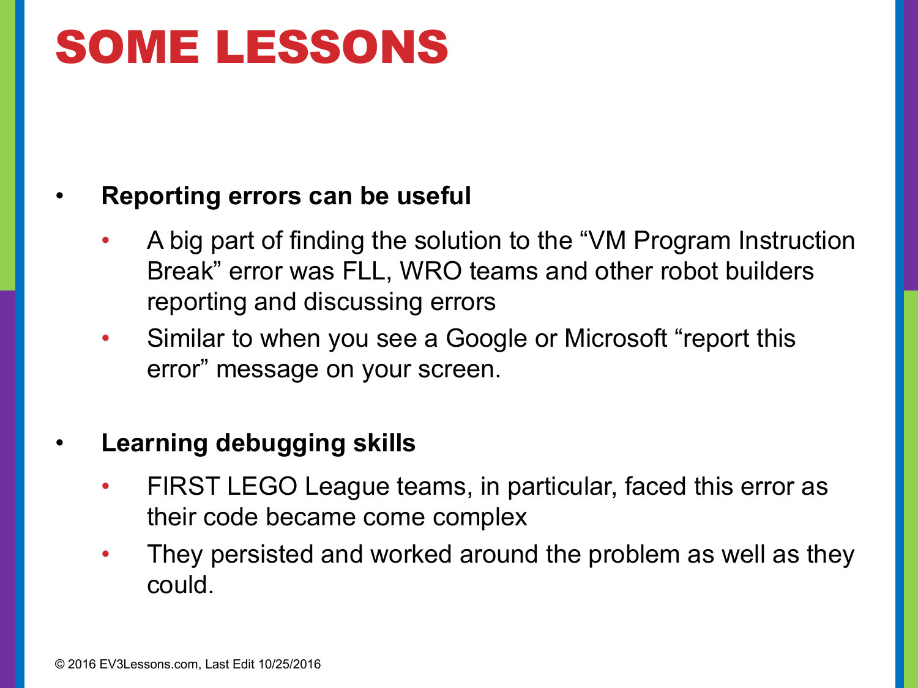# SOME LESSONS

- **Reporting errors can be useful**
  - A big part of finding the solution to the "VM Program Instruction Break" error was FLL, WRO teams and other robot builders reporting and discussing errors
  - Similar to when you see a Google or Microsoft "report this error" message on your screen.

- **Learning debugging skills**
  - FIRST LEGO League teams, in particular, faced this error as their code became come complex
  - They persisted and worked around the problem as well as they could.

© 2016 EV3Lessons.com, Last Edit 10/25/2016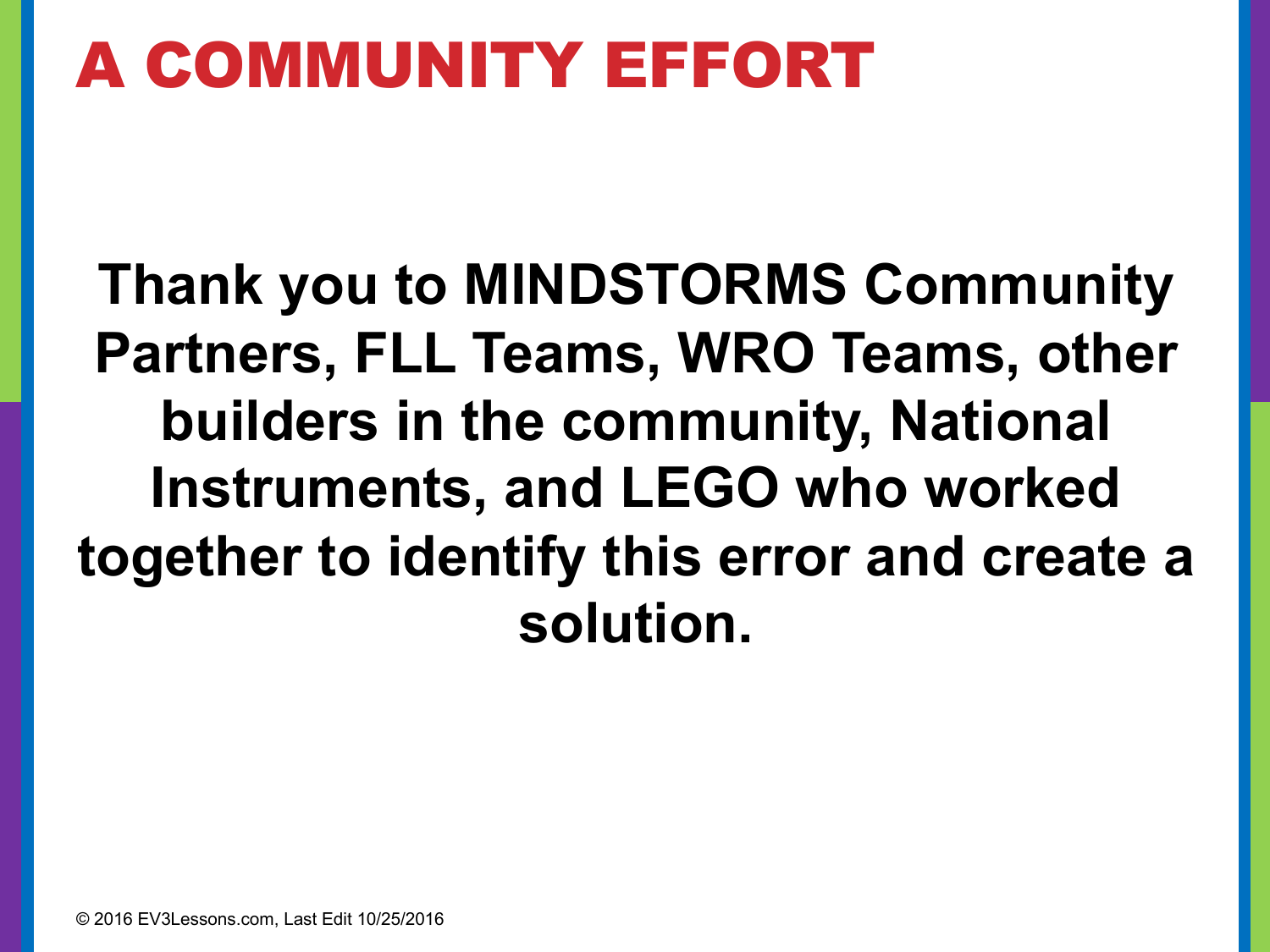# A COMMUNITY EFFORT

**Thank you to MINDSTORMS Community Partners, FLL Teams, WRO Teams, other builders in the community, National Instruments, and LEGO who worked together to identify this error and create a solution.**

© 2016 EV3Lessons.com, Last Edit 10/25/2016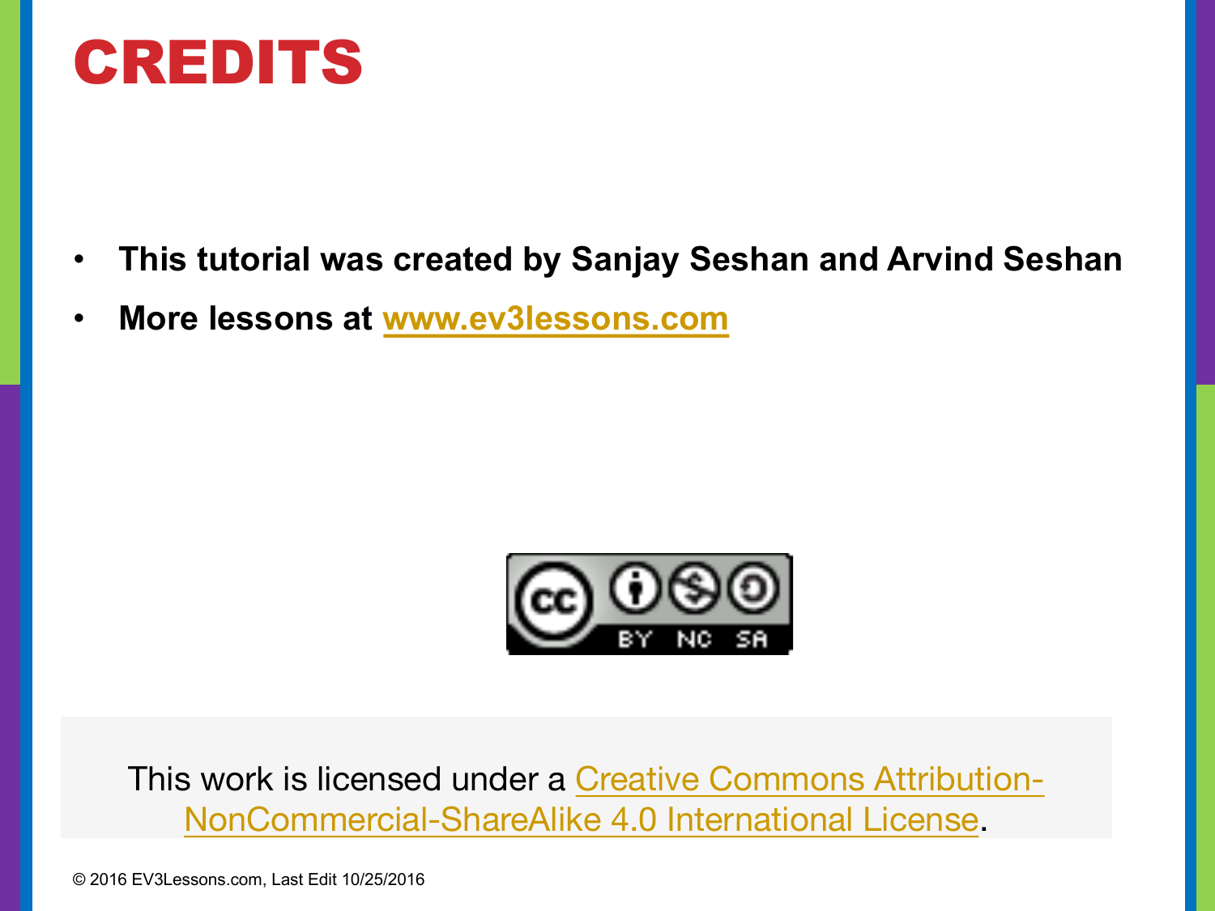# CREDITS

- **This tutorial was created by Sanjay Seshan and Arvind Seshan**
- **More lessons at www.ev3lessons.com**

BY NC SA

This work is licensed under a Creative Commons Attribution-NonCommercial-ShareAlike 4.0 International License.

© 2016 EV3Lessons.com, Last Edit 10/25/2016